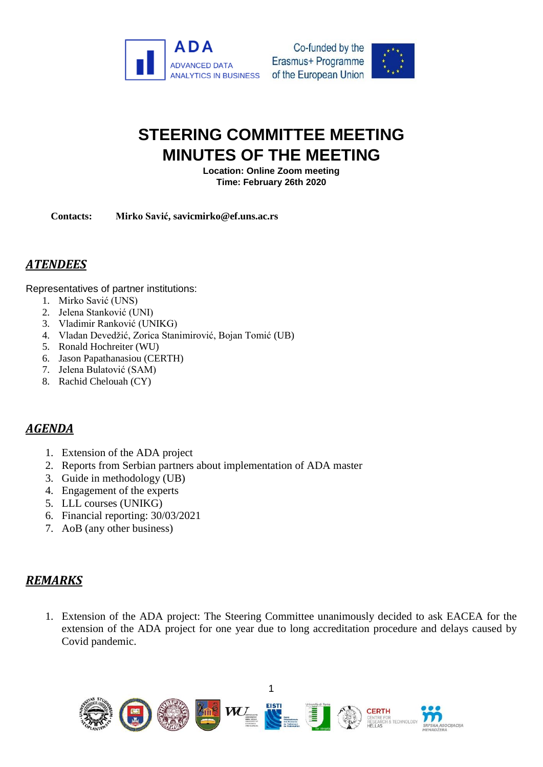# STEERING COMMITTEE MEETING
# MINUTES OF THE MEETING

**Location: Online Zoom meeting**
**Time: February 26th 2020**

**Contacts:** **Mirko Savić, savicmirko@ef.uns.ac.rs**

## ***ATENDEES***

Representatives of partner institutions:

1. Mirko Savić (UNS)
2. Jelena Stanković (UNI)
3. Vladimir Ranković (UNIKG)
4. Vladan Devedžić, Zorica Stanimirović, Bojan Tomić (UB)
5. Ronald Hochreiter (WU)
6. Jason Papathanasiou (CERTH)
7. Jelena Bulatović (SAM)
8. Rachid Chelouah (CY)

## ***AGENDA***

1. Extension of the ADA project
2. Reports from Serbian partners about implementation of ADA master
3. Guide in methodology (UB)
4. Engagement of the experts
5. LLL courses (UNIKG)
6. Financial reporting: 30/03/2021
7. AoB (any other business)

## ***REMARKS***

1. Extension of the ADA project: The Steering Committee unanimously decided to ask EACEA for the extension of the ADA project for one year due to long accreditation procedure and delays caused by Covid pandemic.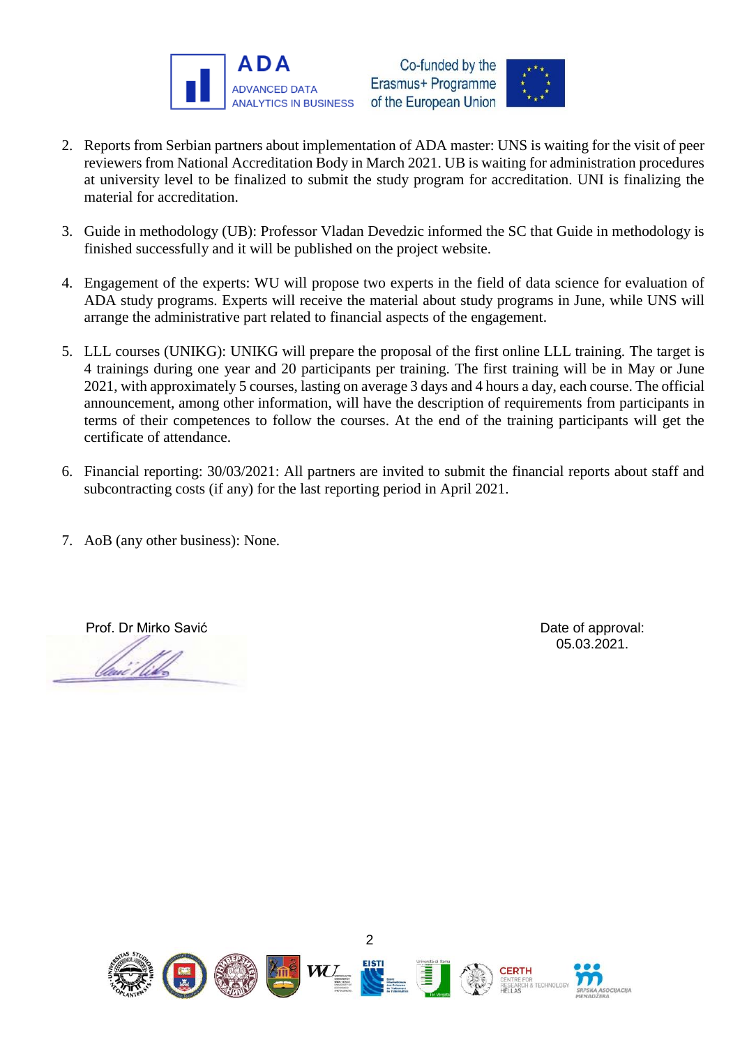2. Reports from Serbian partners about implementation of ADA master: UNS is waiting for the visit of peer reviewers from National Accreditation Body in March 2021. UB is waiting for administration procedures at university level to be finalized to submit the study program for accreditation. UNI is finalizing the material for accreditation.

3. Guide in methodology (UB): Professor Vladan Devedzic informed the SC that Guide in methodology is finished successfully and it will be published on the project website.

4. Engagement of the experts: WU will propose two experts in the field of data science for evaluation of ADA study programs. Experts will receive the material about study programs in June, while UNS will arrange the administrative part related to financial aspects of the engagement.

5. LLL courses (UNIKG): UNIKG will prepare the proposal of the first online LLL training. The target is 4 trainings during one year and 20 participants per training. The first training will be in May or June 2021, with approximately 5 courses, lasting on average 3 days and 4 hours a day, each course. The official announcement, among other information, will have the description of requirements from participants in terms of their competences to follow the courses. At the end of the training participants will get the certificate of attendance.

6. Financial reporting: 30/03/2021: All partners are invited to submit the financial reports about staff and subcontracting costs (if any) for the last reporting period in April 2021.

7. AoB (any other business): None.

Prof. Dr Mirko Savić

Date of approval:
05.03.2021.